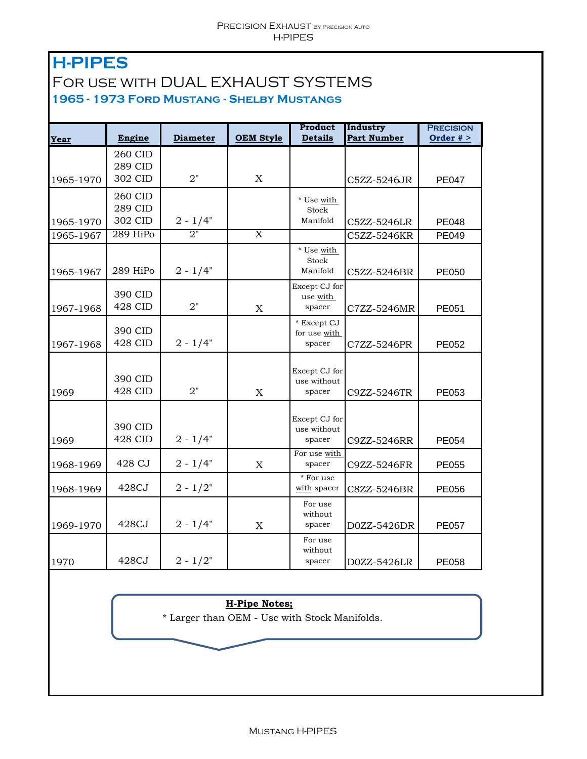# H-PIPES

## For use with DUAL EXHAUST SYSTEMS

### 1965 - 1973 Ford Mustang - Shelby Mustangs

| Year | Engine | Diameter | OEM Style | Product Details | Industry Part Number | Precision Order # > |
|---|---|---|---|---|---|---|
| 1965-1970 | 260 CID 289 CID 302 CID | 2" | X | | C5ZZ-5246JR | PE047 |
| 1965-1970 | 260 CID 289 CID 302 CID | 2 - 1/4" | | * Use with Stock Manifold | C5ZZ-5246LR | PE048 |
| 1965-1967 | 289 HiPo | 2" | X | | C5ZZ-5246KR | PE049 |
| 1965-1967 | 289 HiPo | 2 - 1/4" | | * Use with Stock Manifold | C5ZZ-5246BR | PE050 |
| 1967-1968 | 390 CID 428 CID | 2" | X | Except CJ for use with spacer | C7ZZ-5246MR | PE051 |
| 1967-1968 | 390 CID 428 CID | 2 - 1/4" | | * Except CJ for use with spacer | C7ZZ-5246PR | PE052 |
| 1969 | 390 CID 428 CID | 2" | X | Except CJ for use without spacer | C9ZZ-5246TR | PE053 |
| 1969 | 390 CID 428 CID | 2 - 1/4" | | Except CJ for use without spacer | C9ZZ-5246RR | PE054 |
| 1968-1969 | 428 CJ | 2 - 1/4" | X | For use with spacer | C9ZZ-5246FR | PE055 |
| 1968-1969 | 428CJ | 2 - 1/2" | | * For use with spacer | C8ZZ-5246BR | PE056 |
| 1969-1970 | 428CJ | 2 - 1/4" | X | For use without spacer | D0ZZ-5426DR | PE057 |
| 1970 | 428CJ | 2 - 1/2" | | For use without spacer | D0ZZ-5426LR | PE058 |

**H-Pipe Notes;**

* Larger than OEM - Use with Stock Manifolds.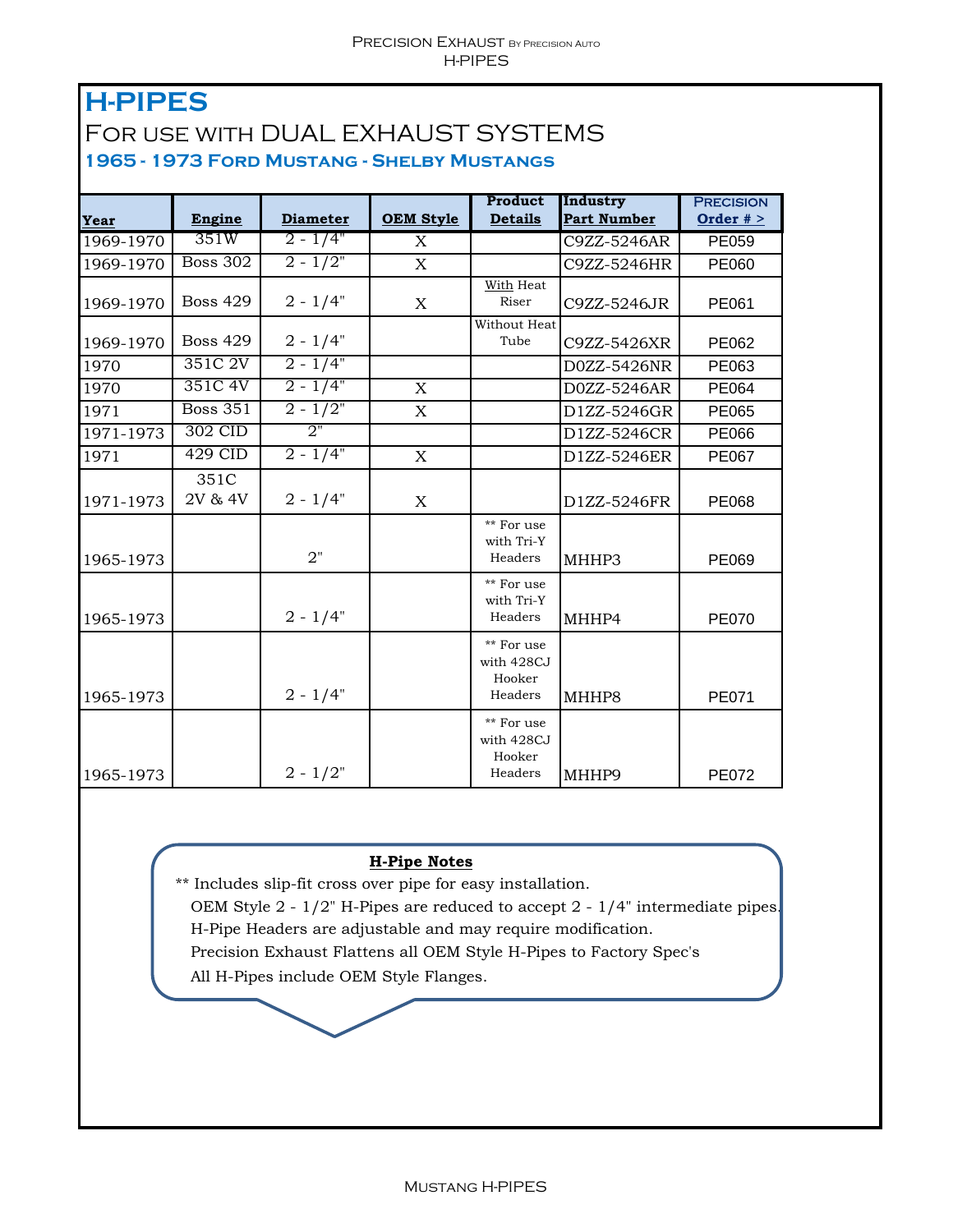# H-PIPES

## For use with DUAL EXHAUST SYSTEMS

### 1965 - 1973 Ford Mustang - Shelby Mustangs

| Year | Engine | Diameter | OEM Style | Product Details | Industry Part Number | Precision Order # > |
|---|---|---|---|---|---|---|
| 1969-1970 | 351W | 2 - 1/4" | X | | C9ZZ-5246AR | PE059 |
| 1969-1970 | Boss 302 | 2 - 1/2" | X | | C9ZZ-5246HR | PE060 |
| 1969-1970 | Boss 429 | 2 - 1/4" | X | With Heat Riser | C9ZZ-5246JR | PE061 |
| 1969-1970 | Boss 429 | 2 - 1/4" | | Without Heat Tube | C9ZZ-5426XR | PE062 |
| 1970 | 351C 2V | 2 - 1/4" | | | D0ZZ-5426NR | PE063 |
| 1970 | 351C 4V | 2 - 1/4" | X | | D0ZZ-5246AR | PE064 |
| 1971 | Boss 351 | 2 - 1/2" | X | | D1ZZ-5246GR | PE065 |
| 1971-1973 | 302 CID | 2" | | | D1ZZ-5246CR | PE066 |
| 1971 | 429 CID | 2 - 1/4" | X | | D1ZZ-5246ER | PE067 |
| 1971-1973 | 351C 2V & 4V | 2 - 1/4" | X | | D1ZZ-5246FR | PE068 |
| 1965-1973 | | 2" | | ** For use with Tri-Y Headers | MHHP3 | PE069 |
| 1965-1973 | | 2 - 1/4" | | ** For use with Tri-Y Headers | MHHP4 | PE070 |
| 1965-1973 | | 2 - 1/4" | | ** For use with 428CJ Hooker Headers | MHHP8 | PE071 |
| 1965-1973 | | 2 - 1/2" | | ** For use with 428CJ Hooker Headers | MHHP9 | PE072 |

**H-Pipe Notes**

** Includes slip-fit cross over pipe for easy installation.

OEM Style 2 - 1/2" H-Pipes are reduced to accept 2 - 1/4" intermediate pipes.

H-Pipe Headers are adjustable and may require modification.

Precision Exhaust Flattens all OEM Style H-Pipes to Factory Spec's

All H-Pipes include OEM Style Flanges.